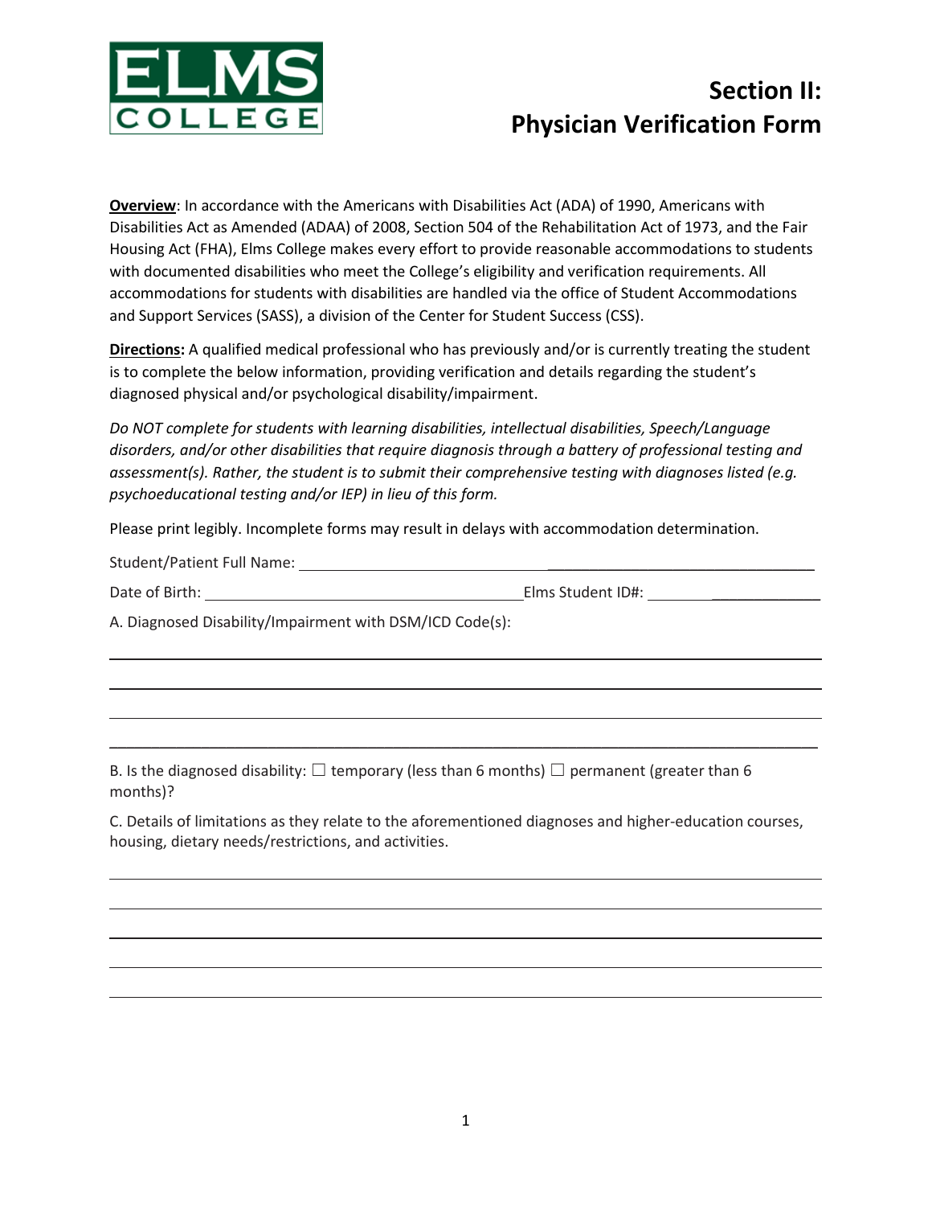ELMS COLLEGE

# Section II: Physician Verification Form

**Overview**: In accordance with the Americans with Disabilities Act (ADA) of 1990, Americans with Disabilities Act as Amended (ADAA) of 2008, Section 504 of the Rehabilitation Act of 1973, and the Fair Housing Act (FHA), Elms College makes every effort to provide reasonable accommodations to students with documented disabilities who meet the College's eligibility and verification requirements. All accommodations for students with disabilities are handled via the office of Student Accommodations and Support Services (SASS), a division of the Center for Student Success (CSS).

**Directions:** A qualified medical professional who has previously and/or is currently treating the student is to complete the below information, providing verification and details regarding the student's diagnosed physical and/or psychological disability/impairment.

*Do NOT complete for students with learning disabilities, intellectual disabilities, Speech/Language disorders, and/or other disabilities that require diagnosis through a battery of professional testing and assessment(s). Rather, the student is to submit their comprehensive testing with diagnoses listed (e.g. psychoeducational testing and/or IEP) in lieu of this form.*

Please print legibly. Incomplete forms may result in delays with accommodation determination.

Student/Patient Full Name: ______________________________________________

Date of Birth: ______________________________ Elms Student ID#: ______________

A. Diagnosed Disability/Impairment with DSM/ICD Code(s):

______________________________________________________________________

______________________________________________________________________

______________________________________________________________________

______________________________________________________________________

B. Is the diagnosed disability: ☐ temporary (less than 6 months) ☐ permanent (greater than 6 months)?

C. Details of limitations as they relate to the aforementioned diagnoses and higher-education courses, housing, dietary needs/restrictions, and activities.

______________________________________________________________________

______________________________________________________________________

______________________________________________________________________

______________________________________________________________________

______________________________________________________________________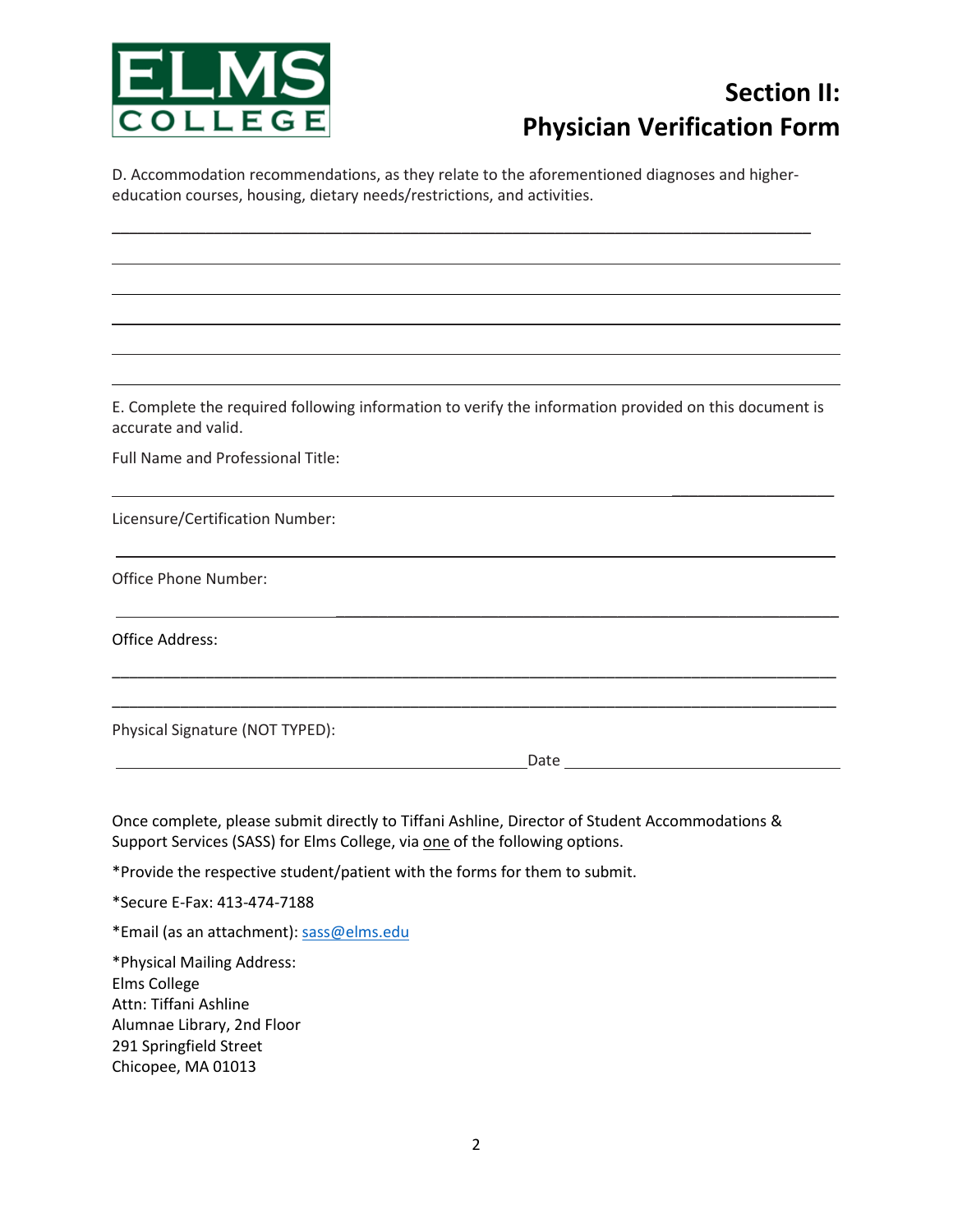ELMS COLLEGE

# Section II: Physician Verification Form

D. Accommodation recommendations, as they relate to the aforementioned diagnoses and higher-education courses, housing, dietary needs/restrictions, and activities.

_______________________________________________________________________________

_______________________________________________________________________________

_______________________________________________________________________________

_______________________________________________________________________________

_______________________________________________________________________________

_______________________________________________________________________________

E. Complete the required following information to verify the information provided on this document is accurate and valid.

Full Name and Professional Title:

_______________________________________________________________________________

Licensure/Certification Number:

_______________________________________________________________________________

Office Phone Number:

_______________________________________________________________________________

Office Address:

_______________________________________________________________________________

_______________________________________________________________________________

Physical Signature (NOT TYPED):

______________________________________________ Date ______________________________

Once complete, please submit directly to Tiffani Ashline, Director of Student Accommodations & Support Services (SASS) for Elms College, via <u>one</u> of the following options.

*Provide the respective student/patient with the forms for them to submit.

*Secure E-Fax: 413-474-7188

*Email (as an attachment): sass@elms.edu

*Physical Mailing Address:
Elms College
Attn: Tiffani Ashline
Alumnae Library, 2nd Floor
291 Springfield Street
Chicopee, MA 01013